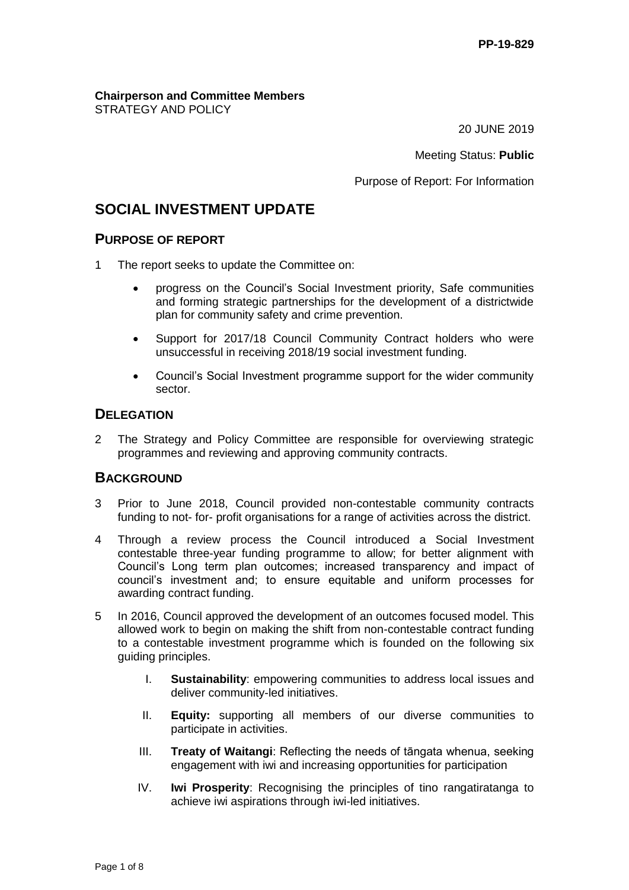PP-19-829

**Chairperson and Committee Members**
STRATEGY AND POLICY

20 JUNE 2019

Meeting Status: **Public**

Purpose of Report: For Information

# SOCIAL INVESTMENT UPDATE

## PURPOSE OF REPORT

1 The report seeks to update the Committee on:

- progress on the Council's Social Investment priority, Safe communities and forming strategic partnerships for the development of a districtwide plan for community safety and crime prevention.
- Support for 2017/18 Council Community Contract holders who were unsuccessful in receiving 2018/19 social investment funding.
- Council's Social Investment programme support for the wider community sector.

## DELEGATION

2 The Strategy and Policy Committee are responsible for overviewing strategic programmes and reviewing and approving community contracts.

## BACKGROUND

3 Prior to June 2018, Council provided non-contestable community contracts funding to not- for- profit organisations for a range of activities across the district.

4 Through a review process the Council introduced a Social Investment contestable three-year funding programme to allow; for better alignment with Council's Long term plan outcomes; increased transparency and impact of council's investment and; to ensure equitable and uniform processes for awarding contract funding.

5 In 2016, Council approved the development of an outcomes focused model. This allowed work to begin on making the shift from non-contestable contract funding to a contestable investment programme which is founded on the following six guiding principles.

I. **Sustainability**: empowering communities to address local issues and deliver community-led initiatives.

II. **Equity:** supporting all members of our diverse communities to participate in activities.

III. **Treaty of Waitangi**: Reflecting the needs of tāngata whenua, seeking engagement with iwi and increasing opportunities for participation

IV. **Iwi Prosperity**: Recognising the principles of tino rangatiratanga to achieve iwi aspirations through iwi-led initiatives.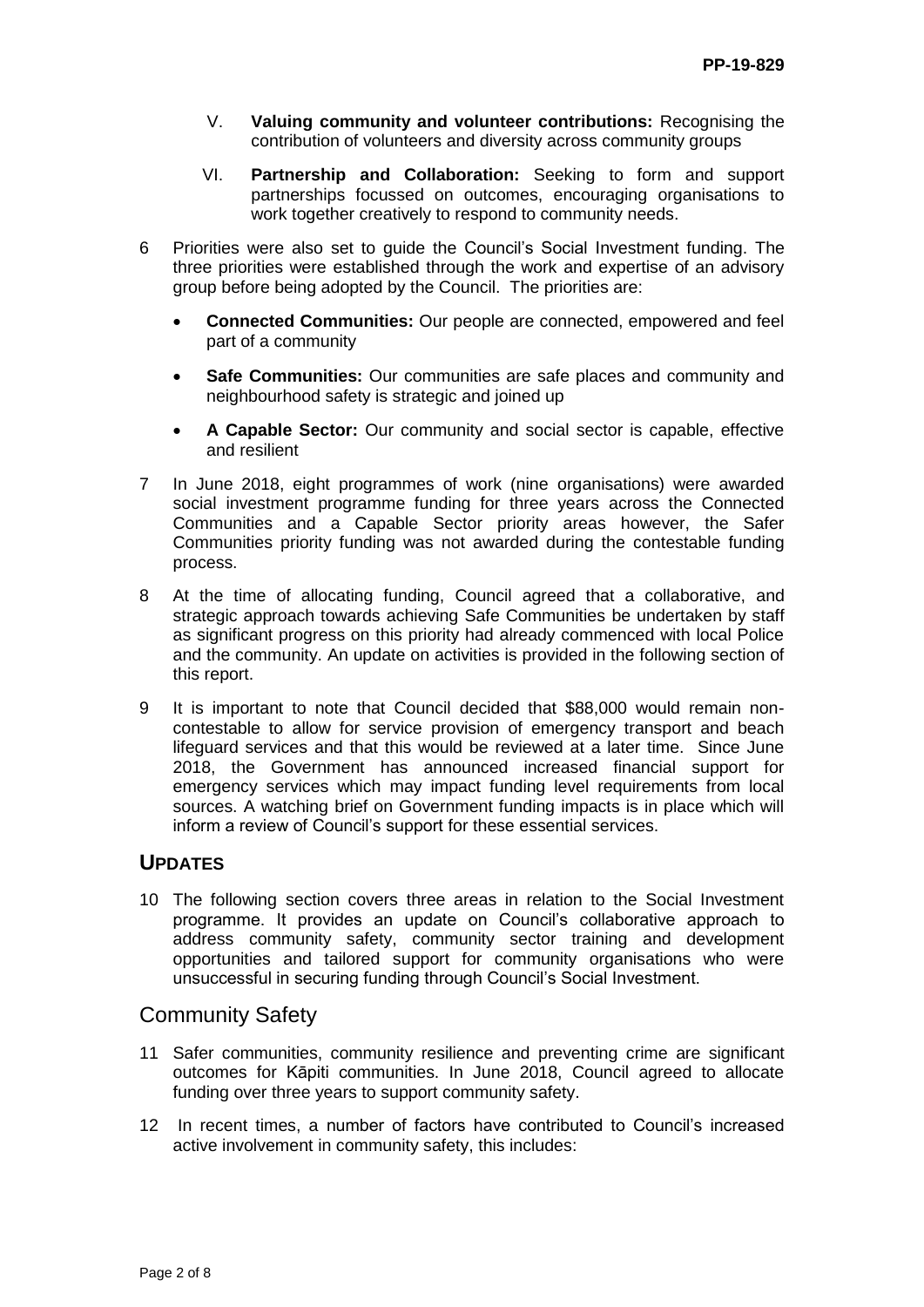V. **Valuing community and volunteer contributions:** Recognising the contribution of volunteers and diversity across community groups

VI. **Partnership and Collaboration:** Seeking to form and support partnerships focussed on outcomes, encouraging organisations to work together creatively to respond to community needs.

6 Priorities were also set to guide the Council's Social Investment funding. The three priorities were established through the work and expertise of an advisory group before being adopted by the Council. The priorities are:

- **Connected Communities:** Our people are connected, empowered and feel part of a community
- **Safe Communities:** Our communities are safe places and community and neighbourhood safety is strategic and joined up
- **A Capable Sector:** Our community and social sector is capable, effective and resilient

7 In June 2018, eight programmes of work (nine organisations) were awarded social investment programme funding for three years across the Connected Communities and a Capable Sector priority areas however, the Safer Communities priority funding was not awarded during the contestable funding process.

8 At the time of allocating funding, Council agreed that a collaborative, and strategic approach towards achieving Safe Communities be undertaken by staff as significant progress on this priority had already commenced with local Police and the community. An update on activities is provided in the following section of this report.

9 It is important to note that Council decided that $88,000 would remain non-contestable to allow for service provision of emergency transport and beach lifeguard services and that this would be reviewed at a later time. Since June 2018, the Government has announced increased financial support for emergency services which may impact funding level requirements from local sources. A watching brief on Government funding impacts is in place which will inform a review of Council's support for these essential services.

## UPDATES

10 The following section covers three areas in relation to the Social Investment programme. It provides an update on Council's collaborative approach to address community safety, community sector training and development opportunities and tailored support for community organisations who were unsuccessful in securing funding through Council's Social Investment.

### Community Safety

11 Safer communities, community resilience and preventing crime are significant outcomes for Kāpiti communities. In June 2018, Council agreed to allocate funding over three years to support community safety.

12 In recent times, a number of factors have contributed to Council's increased active involvement in community safety, this includes: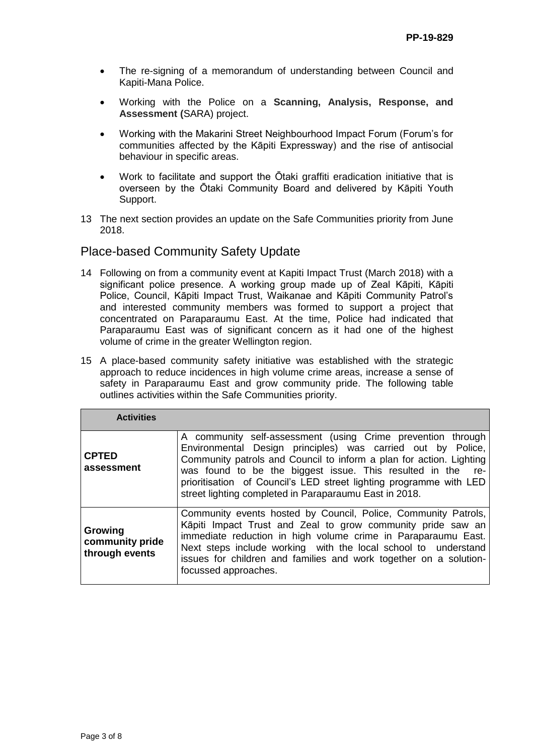- The re-signing of a memorandum of understanding between Council and Kapiti-Mana Police.
- Working with the Police on a **Scanning, Analysis, Response, and Assessment (**SARA) project.
- Working with the Makarini Street Neighbourhood Impact Forum (Forum's for communities affected by the Kāpiti Expressway) and the rise of antisocial behaviour in specific areas.
- Work to facilitate and support the Ōtaki graffiti eradication initiative that is overseen by the Ōtaki Community Board and delivered by Kāpiti Youth Support.

13 The next section provides an update on the Safe Communities priority from June 2018.

## Place-based Community Safety Update

14 Following on from a community event at Kapiti Impact Trust (March 2018) with a significant police presence. A working group made up of Zeal Kāpiti, Kāpiti Police, Council, Kāpiti Impact Trust, Waikanae and Kāpiti Community Patrol's and interested community members was formed to support a project that concentrated on Paraparaumu East. At the time, Police had indicated that Paraparaumu East was of significant concern as it had one of the highest volume of crime in the greater Wellington region.

15 A place-based community safety initiative was established with the strategic approach to reduce incidences in high volume crime areas, increase a sense of safety in Paraparaumu East and grow community pride. The following table outlines activities within the Safe Communities priority.

| **Activities** | |
|---|---|
| **CPTED assessment** | A community self-assessment (using Crime prevention through Environmental Design principles) was carried out by Police, Community patrols and Council to inform a plan for action. Lighting was found to be the biggest issue. This resulted in the re-prioritisation of Council's LED street lighting programme with LED street lighting completed in Paraparaumu East in 2018. |
| **Growing community pride through events** | Community events hosted by Council, Police, Community Patrols, Kāpiti Impact Trust and Zeal to grow community pride saw an immediate reduction in high volume crime in Paraparaumu East. Next steps include working with the local school to understand issues for children and families and work together on a solution-focussed approaches. |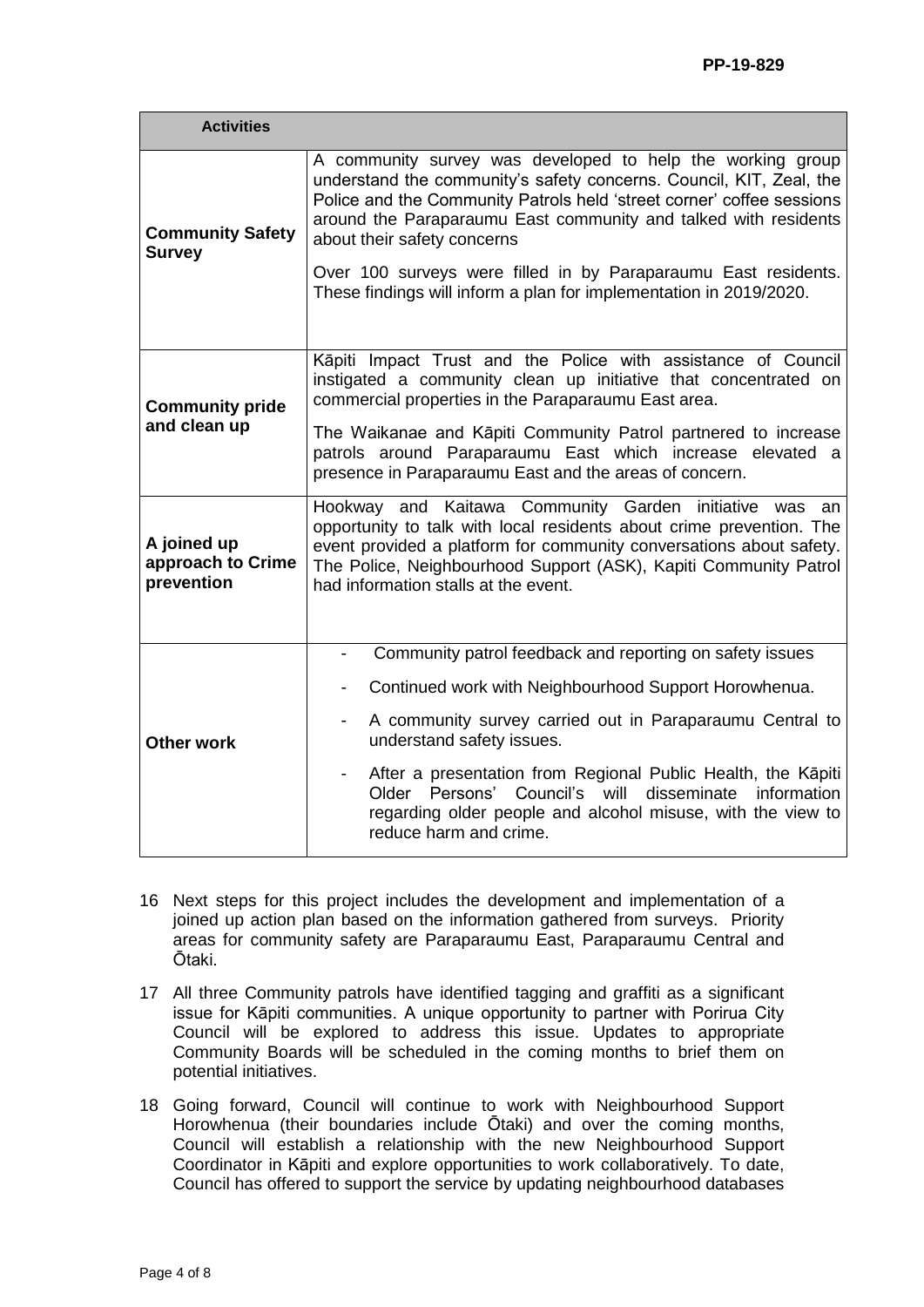| Activities | |
|---|---|
| **Community Safety Survey** | A community survey was developed to help the working group understand the community's safety concerns. Council, KIT, Zeal, the Police and the Community Patrols held 'street corner' coffee sessions around the Paraparaumu East community and talked with residents about their safety concerns<br><br>Over 100 surveys were filled in by Paraparaumu East residents. These findings will inform a plan for implementation in 2019/2020. |
| **Community pride and clean up** | Kāpiti Impact Trust and the Police with assistance of Council instigated a community clean up initiative that concentrated on commercial properties in the Paraparaumu East area.<br><br>The Waikanae and Kāpiti Community Patrol partnered to increase patrols around Paraparaumu East which increase elevated a presence in Paraparaumu East and the areas of concern. |
| **A joined up approach to Crime prevention** | Hookway and Kaitawa Community Garden initiative was an opportunity to talk with local residents about crime prevention. The event provided a platform for community conversations about safety. The Police, Neighbourhood Support (ASK), Kapiti Community Patrol had information stalls at the event. |
| **Other work** | - Community patrol feedback and reporting on safety issues<br>- Continued work with Neighbourhood Support Horowhenua.<br>- A community survey carried out in Paraparaumu Central to understand safety issues.<br>- After a presentation from Regional Public Health, the Kāpiti Older Persons' Council's will disseminate information regarding older people and alcohol misuse, with the view to reduce harm and crime. |

16 Next steps for this project includes the development and implementation of a joined up action plan based on the information gathered from surveys. Priority areas for community safety are Paraparaumu East, Paraparaumu Central and Ōtaki.

17 All three Community patrols have identified tagging and graffiti as a significant issue for Kāpiti communities. A unique opportunity to partner with Porirua City Council will be explored to address this issue. Updates to appropriate Community Boards will be scheduled in the coming months to brief them on potential initiatives.

18 Going forward, Council will continue to work with Neighbourhood Support Horowhenua (their boundaries include Ōtaki) and over the coming months, Council will establish a relationship with the new Neighbourhood Support Coordinator in Kāpiti and explore opportunities to work collaboratively. To date, Council has offered to support the service by updating neighbourhood databases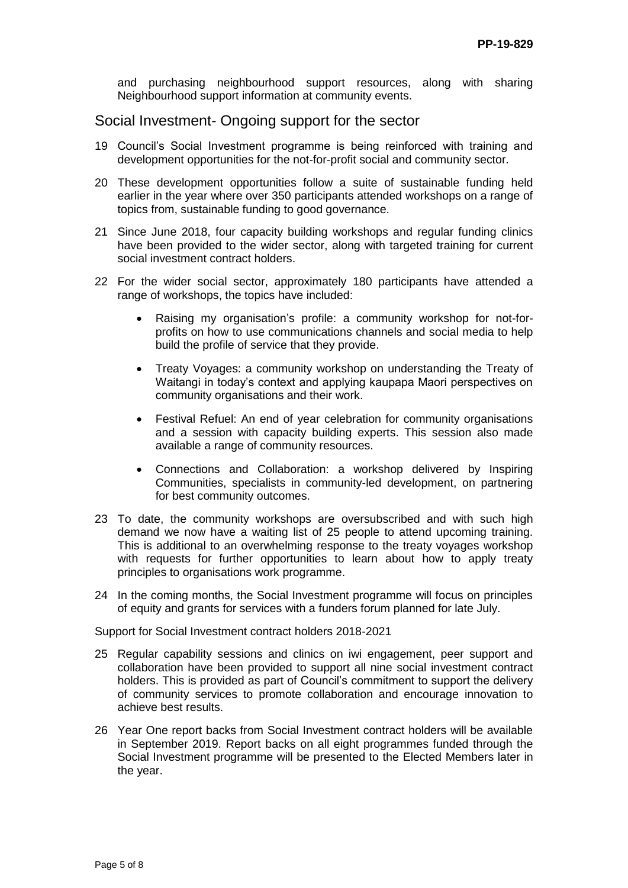and purchasing neighbourhood support resources, along with sharing Neighbourhood support information at community events.

## Social Investment- Ongoing support for the sector

19 Council's Social Investment programme is being reinforced with training and development opportunities for the not-for-profit social and community sector.

20 These development opportunities follow a suite of sustainable funding held earlier in the year where over 350 participants attended workshops on a range of topics from, sustainable funding to good governance.

21 Since June 2018, four capacity building workshops and regular funding clinics have been provided to the wider sector, along with targeted training for current social investment contract holders.

22 For the wider social sector, approximately 180 participants have attended a range of workshops, the topics have included:

- Raising my organisation's profile: a community workshop for not-for-profits on how to use communications channels and social media to help build the profile of service that they provide.
- Treaty Voyages: a community workshop on understanding the Treaty of Waitangi in today's context and applying kaupapa Maori perspectives on community organisations and their work.
- Festival Refuel: An end of year celebration for community organisations and a session with capacity building experts. This session also made available a range of community resources.
- Connections and Collaboration: a workshop delivered by Inspiring Communities, specialists in community-led development, on partnering for best community outcomes.

23 To date, the community workshops are oversubscribed and with such high demand we now have a waiting list of 25 people to attend upcoming training. This is additional to an overwhelming response to the treaty voyages workshop with requests for further opportunities to learn about how to apply treaty principles to organisations work programme.

24 In the coming months, the Social Investment programme will focus on principles of equity and grants for services with a funders forum planned for late July.

Support for Social Investment contract holders 2018-2021

25 Regular capability sessions and clinics on iwi engagement, peer support and collaboration have been provided to support all nine social investment contract holders. This is provided as part of Council's commitment to support the delivery of community services to promote collaboration and encourage innovation to achieve best results.

26 Year One report backs from Social Investment contract holders will be available in September 2019. Report backs on all eight programmes funded through the Social Investment programme will be presented to the Elected Members later in the year.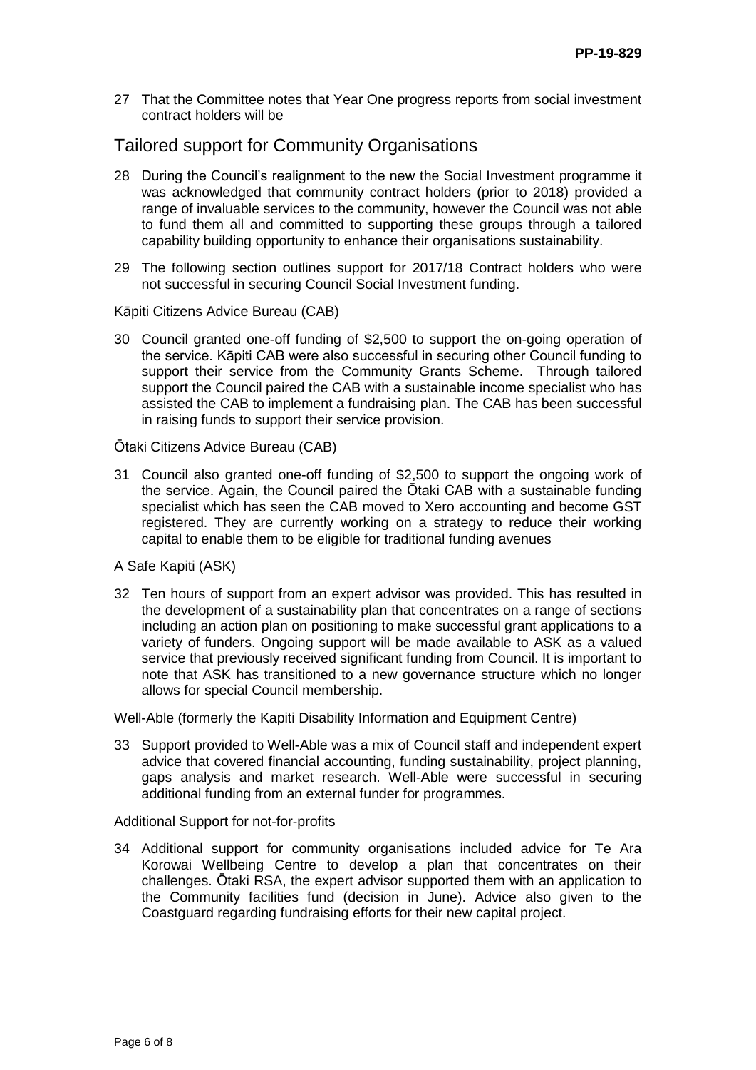27 That the Committee notes that Year One progress reports from social investment contract holders will be

## Tailored support for Community Organisations

28 During the Council's realignment to the new the Social Investment programme it was acknowledged that community contract holders (prior to 2018) provided a range of invaluable services to the community, however the Council was not able to fund them all and committed to supporting these groups through a tailored capability building opportunity to enhance their organisations sustainability.

29 The following section outlines support for 2017/18 Contract holders who were not successful in securing Council Social Investment funding.

Kāpiti Citizens Advice Bureau (CAB)

30 Council granted one-off funding of $2,500 to support the on-going operation of the service. Kāpiti CAB were also successful in securing other Council funding to support their service from the Community Grants Scheme. Through tailored support the Council paired the CAB with a sustainable income specialist who has assisted the CAB to implement a fundraising plan. The CAB has been successful in raising funds to support their service provision.

Ōtaki Citizens Advice Bureau (CAB)

31 Council also granted one-off funding of $2,500 to support the ongoing work of the service. Again, the Council paired the Ōtaki CAB with a sustainable funding specialist which has seen the CAB moved to Xero accounting and become GST registered. They are currently working on a strategy to reduce their working capital to enable them to be eligible for traditional funding avenues

A Safe Kapiti (ASK)

32 Ten hours of support from an expert advisor was provided. This has resulted in the development of a sustainability plan that concentrates on a range of sections including an action plan on positioning to make successful grant applications to a variety of funders. Ongoing support will be made available to ASK as a valued service that previously received significant funding from Council. It is important to note that ASK has transitioned to a new governance structure which no longer allows for special Council membership.

Well-Able (formerly the Kapiti Disability Information and Equipment Centre)

33 Support provided to Well-Able was a mix of Council staff and independent expert advice that covered financial accounting, funding sustainability, project planning, gaps analysis and market research. Well-Able were successful in securing additional funding from an external funder for programmes.

Additional Support for not-for-profits

34 Additional support for community organisations included advice for Te Ara Korowai Wellbeing Centre to develop a plan that concentrates on their challenges. Ōtaki RSA, the expert advisor supported them with an application to the Community facilities fund (decision in June). Advice also given to the Coastguard regarding fundraising efforts for their new capital project.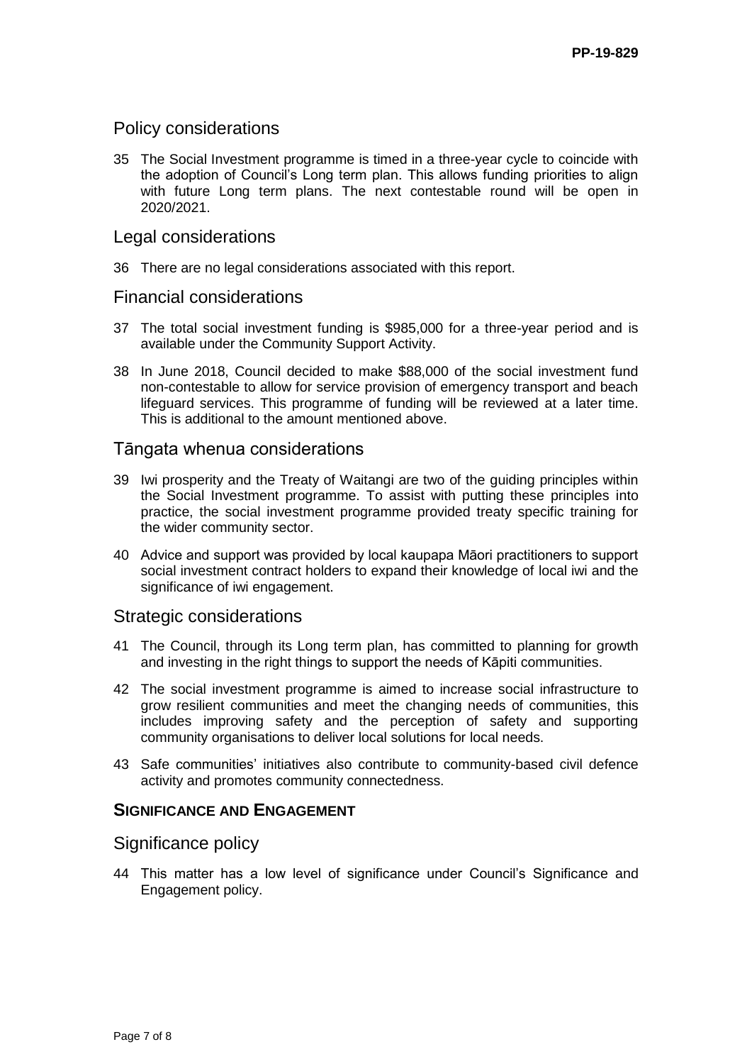## Policy considerations

35 The Social Investment programme is timed in a three-year cycle to coincide with the adoption of Council's Long term plan. This allows funding priorities to align with future Long term plans. The next contestable round will be open in 2020/2021.

## Legal considerations

36 There are no legal considerations associated with this report.

## Financial considerations

37 The total social investment funding is $985,000 for a three-year period and is available under the Community Support Activity.

38 In June 2018, Council decided to make $88,000 of the social investment fund non-contestable to allow for service provision of emergency transport and beach lifeguard services. This programme of funding will be reviewed at a later time. This is additional to the amount mentioned above.

## Tāngata whenua considerations

39 Iwi prosperity and the Treaty of Waitangi are two of the guiding principles within the Social Investment programme. To assist with putting these principles into practice, the social investment programme provided treaty specific training for the wider community sector.

40 Advice and support was provided by local kaupapa Māori practitioners to support social investment contract holders to expand their knowledge of local iwi and the significance of iwi engagement.

## Strategic considerations

41 The Council, through its Long term plan, has committed to planning for growth and investing in the right things to support the needs of Kāpiti communities.

42 The social investment programme is aimed to increase social infrastructure to grow resilient communities and meet the changing needs of communities, this includes improving safety and the perception of safety and supporting community organisations to deliver local solutions for local needs.

43 Safe communities' initiatives also contribute to community-based civil defence activity and promotes community connectedness.

# SIGNIFICANCE AND ENGAGEMENT

## Significance policy

44 This matter has a low level of significance under Council's Significance and Engagement policy.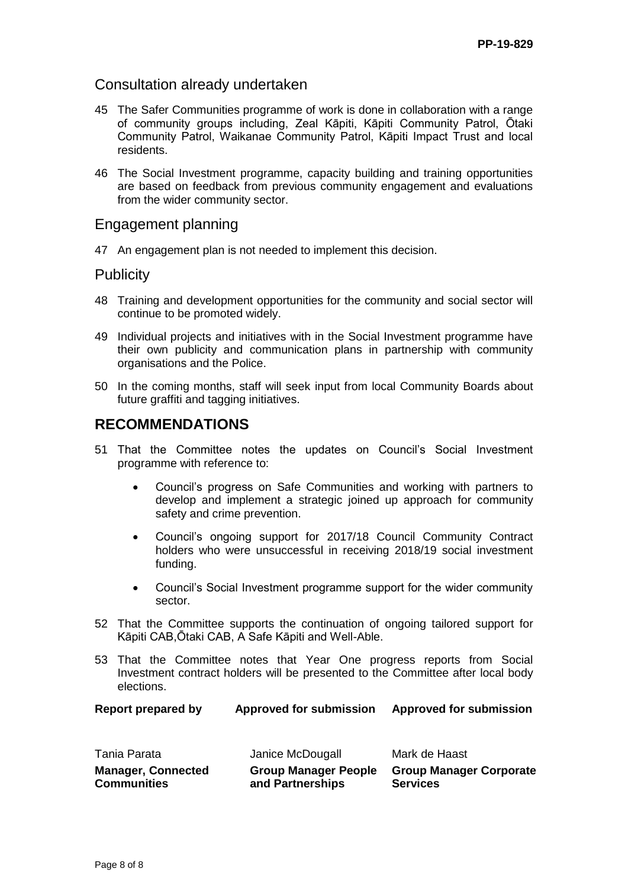## Consultation already undertaken

45 The Safer Communities programme of work is done in collaboration with a range of community groups including, Zeal Kāpiti, Kāpiti Community Patrol, Ōtaki Community Patrol, Waikanae Community Patrol, Kāpiti Impact Trust and local residents.

46 The Social Investment programme, capacity building and training opportunities are based on feedback from previous community engagement and evaluations from the wider community sector.

## Engagement planning

47 An engagement plan is not needed to implement this decision.

## Publicity

48 Training and development opportunities for the community and social sector will continue to be promoted widely.

49 Individual projects and initiatives with in the Social Investment programme have their own publicity and communication plans in partnership with community organisations and the Police.

50 In the coming months, staff will seek input from local Community Boards about future graffiti and tagging initiatives.

# RECOMMENDATIONS

51 That the Committee notes the updates on Council's Social Investment programme with reference to:

- Council's progress on Safe Communities and working with partners to develop and implement a strategic joined up approach for community safety and crime prevention.
- Council's ongoing support for 2017/18 Council Community Contract holders who were unsuccessful in receiving 2018/19 social investment funding.
- Council's Social Investment programme support for the wider community sector.

52 That the Committee supports the continuation of ongoing tailored support for Kāpiti CAB,Ōtaki CAB, A Safe Kāpiti and Well-Able.

53 That the Committee notes that Year One progress reports from Social Investment contract holders will be presented to the Committee after local body elections.

| **Report prepared by** | **Approved for submission** | **Approved for submission** |
|---|---|---|
| Tania Parata | Janice McDougall | Mark de Haast |
| **Manager, Connected Communities** | **Group Manager People and Partnerships** | **Group Manager Corporate Services** |